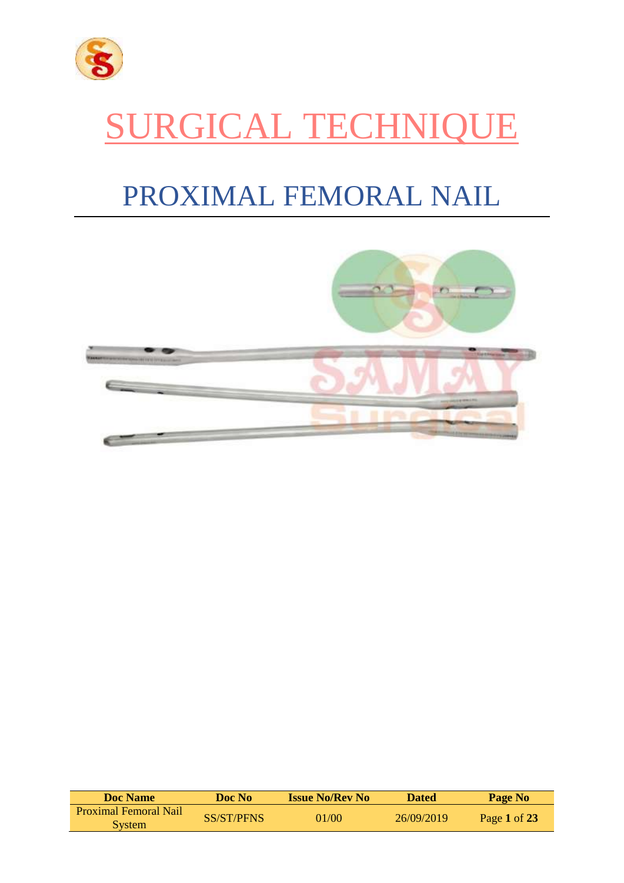# SURGICAL TECHNIQUE

## PROXIMAL FEMORAL NAIL

| Doc Name | Doc No | Issue No/Rev No | Dated | Page No |
|---|---|---|---|---|
| Proximal Femoral Nail System | SS/ST/PFNS | 01/00 | 26/09/2019 | Page **1** of **23** |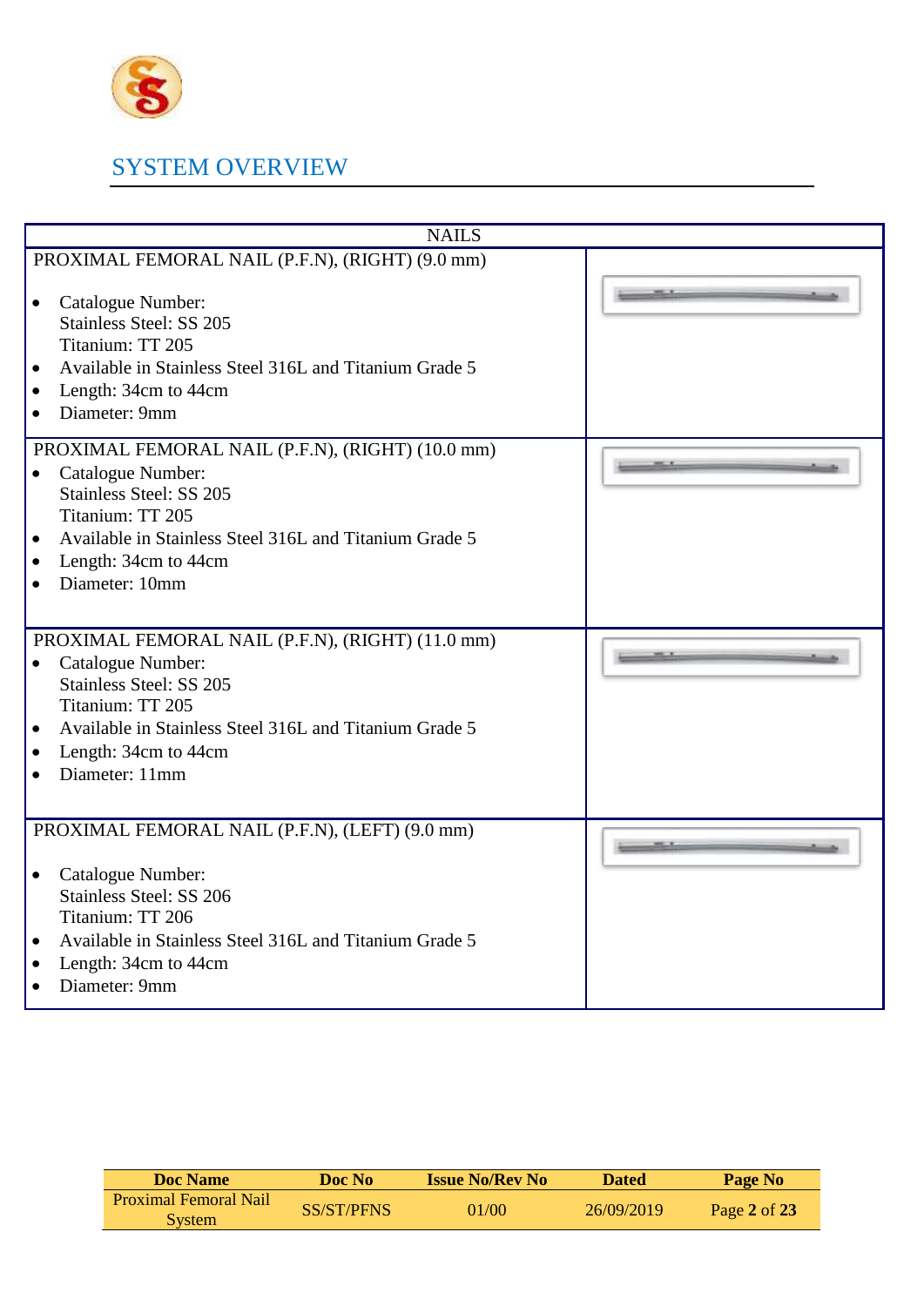## SYSTEM OVERVIEW

| NAILS | |
|---|---|
| PROXIMAL FEMORAL NAIL (P.F.N), (RIGHT) (9.0 mm)<br><br>• Catalogue Number:<br>Stainless Steel: SS 205<br>Titanium: TT 205<br>• Available in Stainless Steel 316L and Titanium Grade 5<br>• Length: 34cm to 44cm<br>• Diameter: 9mm | |
| PROXIMAL FEMORAL NAIL (P.F.N), (RIGHT) (10.0 mm)<br>• Catalogue Number:<br>Stainless Steel: SS 205<br>Titanium: TT 205<br>• Available in Stainless Steel 316L and Titanium Grade 5<br>• Length: 34cm to 44cm<br>• Diameter: 10mm | |
| PROXIMAL FEMORAL NAIL (P.F.N), (RIGHT) (11.0 mm)<br>• Catalogue Number:<br>Stainless Steel: SS 205<br>Titanium: TT 205<br>• Available in Stainless Steel 316L and Titanium Grade 5<br>• Length: 34cm to 44cm<br>• Diameter: 11mm | |
| PROXIMAL FEMORAL NAIL (P.F.N), (LEFT) (9.0 mm)<br><br>• Catalogue Number:<br>Stainless Steel: SS 206<br>Titanium: TT 206<br>• Available in Stainless Steel 316L and Titanium Grade 5<br>• Length: 34cm to 44cm<br>• Diameter: 9mm | |

| Doc Name | Doc No | Issue No/Rev No | Dated | Page No |
|---|---|---|---|---|
| Proximal Femoral Nail System | SS/ST/PFNS | 01/00 | 26/09/2019 | Page **2** of **23** |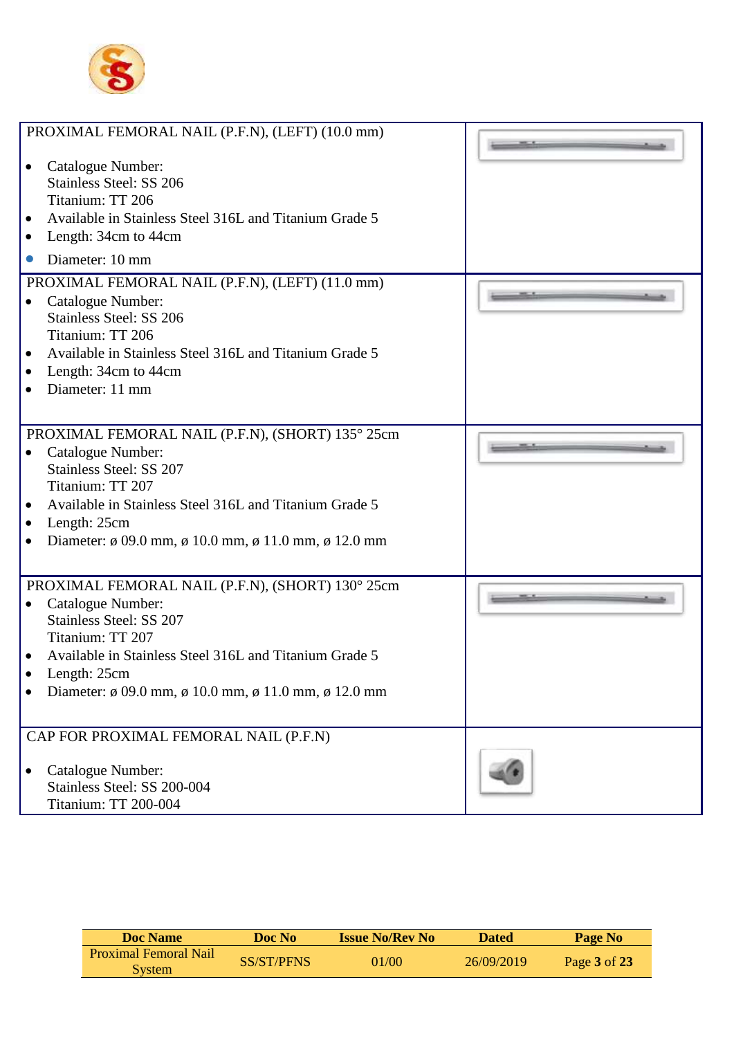## PROXIMAL FEMORAL NAIL (P.F.N), (LEFT) (10.0 mm)

- Catalogue Number:
  Stainless Steel: SS 206
  Titanium: TT 206
- Available in Stainless Steel 316L and Titanium Grade 5
- Length: 34cm to 44cm
- Diameter: 10 mm

## PROXIMAL FEMORAL NAIL (P.F.N), (LEFT) (11.0 mm)

- Catalogue Number:
  Stainless Steel: SS 206
  Titanium: TT 206
- Available in Stainless Steel 316L and Titanium Grade 5
- Length: 34cm to 44cm
- Diameter: 11 mm

## PROXIMAL FEMORAL NAIL (P.F.N), (SHORT) 135° 25cm

- Catalogue Number:
  Stainless Steel: SS 207
  Titanium: TT 207
- Available in Stainless Steel 316L and Titanium Grade 5
- Length: 25cm
- Diameter: ø 09.0 mm, ø 10.0 mm, ø 11.0 mm, ø 12.0 mm

## PROXIMAL FEMORAL NAIL (P.F.N), (SHORT) 130° 25cm

- Catalogue Number:
  Stainless Steel: SS 207
  Titanium: TT 207
- Available in Stainless Steel 316L and Titanium Grade 5
- Length: 25cm
- Diameter: ø 09.0 mm, ø 10.0 mm, ø 11.0 mm, ø 12.0 mm

## CAP FOR PROXIMAL FEMORAL NAIL (P.F.N)

- Catalogue Number:
  Stainless Steel: SS 200-004
  Titanium: TT 200-004

| Doc Name | Doc No | Issue No/Rev No | Dated | Page No |
|---|---|---|---|---|
| Proximal Femoral Nail System | SS/ST/PFNS | 01/00 | 26/09/2019 | Page **3** of **23** |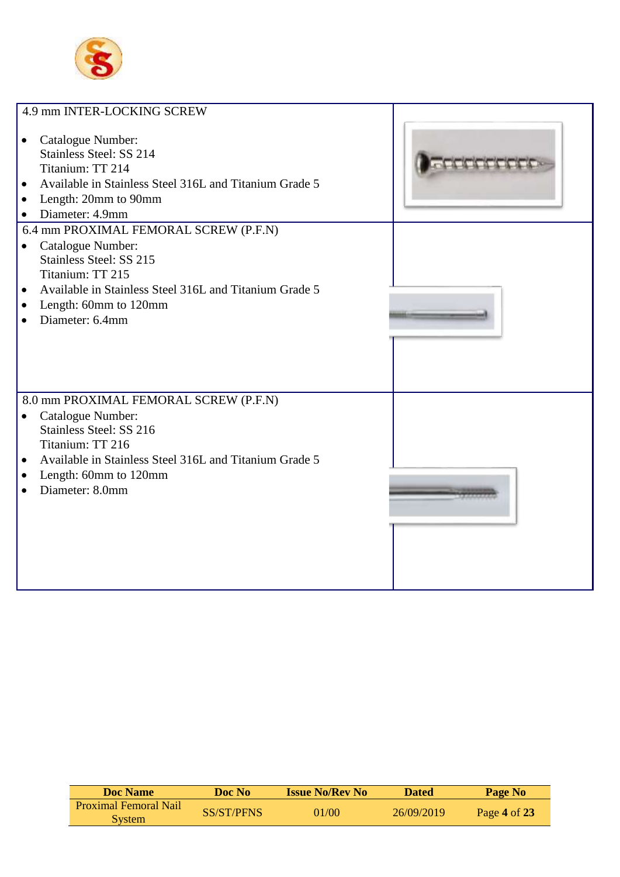| | |
|---|---|
| 4.9 mm INTER-LOCKING SCREW<br><br>• Catalogue Number:<br>Stainless Steel: SS 214<br>Titanium: TT 214<br>• Available in Stainless Steel 316L and Titanium Grade 5<br>• Length: 20mm to 90mm<br>• Diameter: 4.9mm | |
| 6.4 mm PROXIMAL FEMORAL SCREW (P.F.N)<br>• Catalogue Number:<br>Stainless Steel: SS 215<br>Titanium: TT 215<br>• Available in Stainless Steel 316L and Titanium Grade 5<br>• Length: 60mm to 120mm<br>• Diameter: 6.4mm | |
| 8.0 mm PROXIMAL FEMORAL SCREW (P.F.N)<br>• Catalogue Number:<br>Stainless Steel: SS 216<br>Titanium: TT 216<br>• Available in Stainless Steel 316L and Titanium Grade 5<br>• Length: 60mm to 120mm<br>• Diameter: 8.0mm | |

| Doc Name | Doc No | Issue No/Rev No | Dated | Page No |
|---|---|---|---|---|
| Proximal Femoral Nail System | SS/ST/PFNS | 01/00 | 26/09/2019 | Page **4** of **23** |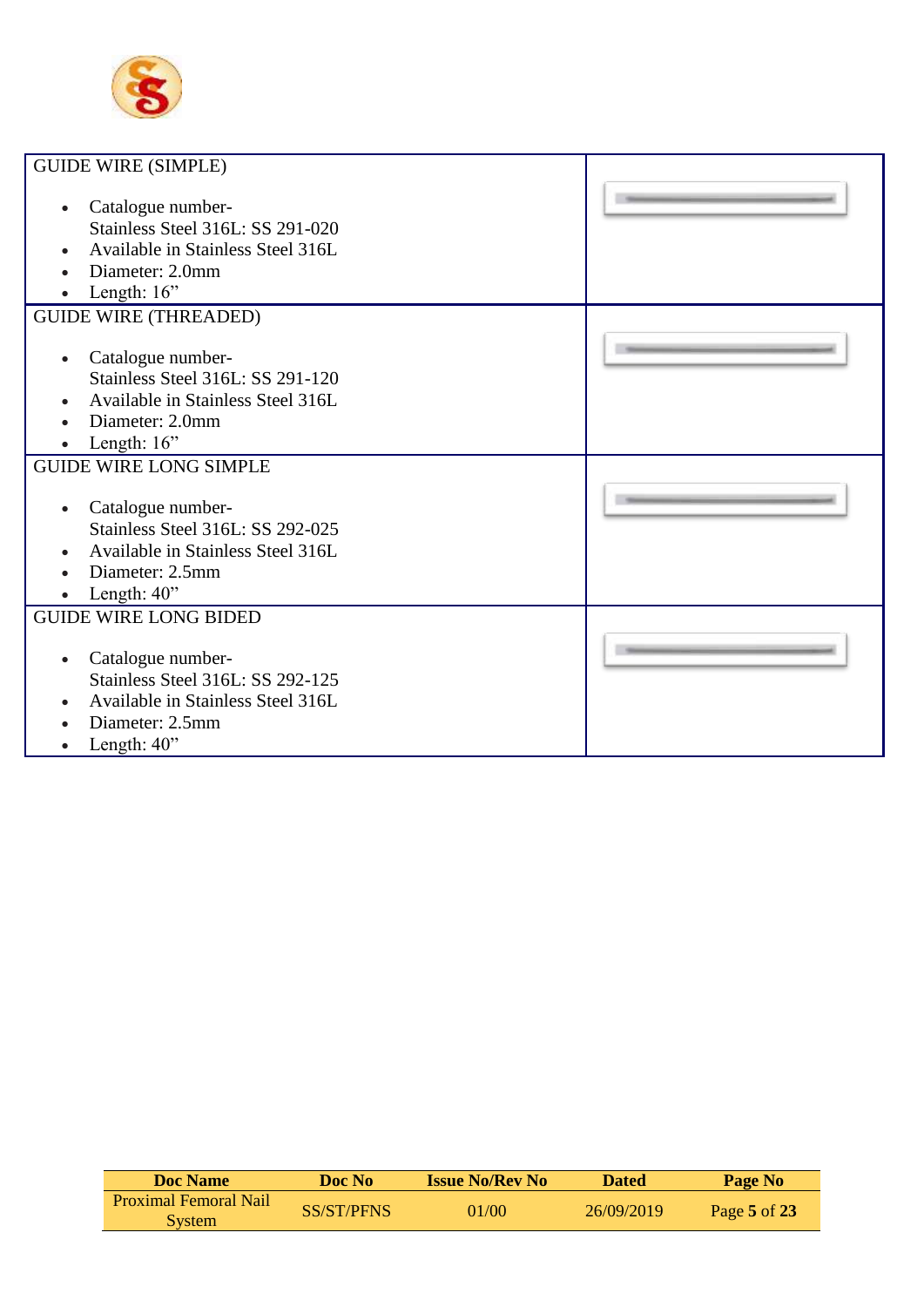| | |
|---|---|
| GUIDE WIRE (SIMPLE)<br><br>• Catalogue number- Stainless Steel 316L: SS 291-020<br>• Available in Stainless Steel 316L<br>• Diameter: 2.0mm<br>• Length: 16” | |
| GUIDE WIRE (THREADED)<br><br>• Catalogue number- Stainless Steel 316L: SS 291-120<br>• Available in Stainless Steel 316L<br>• Diameter: 2.0mm<br>• Length: 16” | |
| GUIDE WIRE LONG SIMPLE<br><br>• Catalogue number- Stainless Steel 316L: SS 292-025<br>• Available in Stainless Steel 316L<br>• Diameter: 2.5mm<br>• Length: 40” | |
| GUIDE WIRE LONG BIDED<br><br>• Catalogue number- Stainless Steel 316L: SS 292-125<br>• Available in Stainless Steel 316L<br>• Diameter: 2.5mm<br>• Length: 40” | |

| Doc Name | Doc No | Issue No/Rev No | Dated | Page No |
|---|---|---|---|---|
| Proximal Femoral Nail System | SS/ST/PFNS | 01/00 | 26/09/2019 | Page **5** of **23** |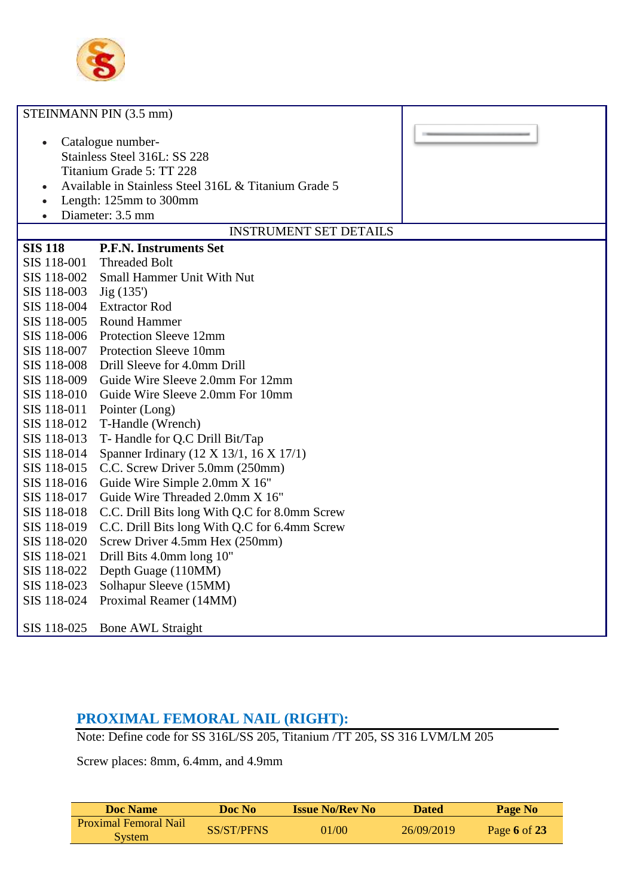STEINMANN PIN (3.5 mm)

- Catalogue number-
  Stainless Steel 316L: SS 228
  Titanium Grade 5: TT 228
- Available in Stainless Steel 316L & Titanium Grade 5
- Length: 125mm to 300mm
- Diameter: 3.5 mm

INSTRUMENT SET DETAILS

| **SIS 118** | **P.F.N. Instruments Set** |
|---|---|
| SIS 118-001 | Threaded Bolt |
| SIS 118-002 | Small Hammer Unit With Nut |
| SIS 118-003 | Jig (135') |
| SIS 118-004 | Extractor Rod |
| SIS 118-005 | Round Hammer |
| SIS 118-006 | Protection Sleeve 12mm |
| SIS 118-007 | Protection Sleeve 10mm |
| SIS 118-008 | Drill Sleeve for 4.0mm Drill |
| SIS 118-009 | Guide Wire Sleeve 2.0mm For 12mm |
| SIS 118-010 | Guide Wire Sleeve 2.0mm For 10mm |
| SIS 118-011 | Pointer (Long) |
| SIS 118-012 | T-Handle (Wrench) |
| SIS 118-013 | T- Handle for Q.C Drill Bit/Tap |
| SIS 118-014 | Spanner Irdinary (12 X 13/1, 16 X 17/1) |
| SIS 118-015 | C.C. Screw Driver 5.0mm (250mm) |
| SIS 118-016 | Guide Wire Simple 2.0mm X 16" |
| SIS 118-017 | Guide Wire Threaded 2.0mm X 16" |
| SIS 118-018 | C.C. Drill Bits long With Q.C for 8.0mm Screw |
| SIS 118-019 | C.C. Drill Bits long With Q.C for 6.4mm Screw |
| SIS 118-020 | Screw Driver 4.5mm Hex (250mm) |
| SIS 118-021 | Drill Bits 4.0mm long 10" |
| SIS 118-022 | Depth Guage (110MM) |
| SIS 118-023 | Solhapur Sleeve (15MM) |
| SIS 118-024 | Proximal Reamer (14MM) |
| SIS 118-025 | Bone AWL Straight |

## PROXIMAL FEMORAL NAIL (RIGHT):

Note: Define code for SS 316L/SS 205, Titanium /TT 205, SS 316 LVM/LM 205

Screw places: 8mm, 6.4mm, and 4.9mm

| Doc Name | Doc No | Issue No/Rev No | Dated | Page No |
|---|---|---|---|---|
| Proximal Femoral Nail System | SS/ST/PFNS | 01/00 | 26/09/2019 | Page **6** of **23** |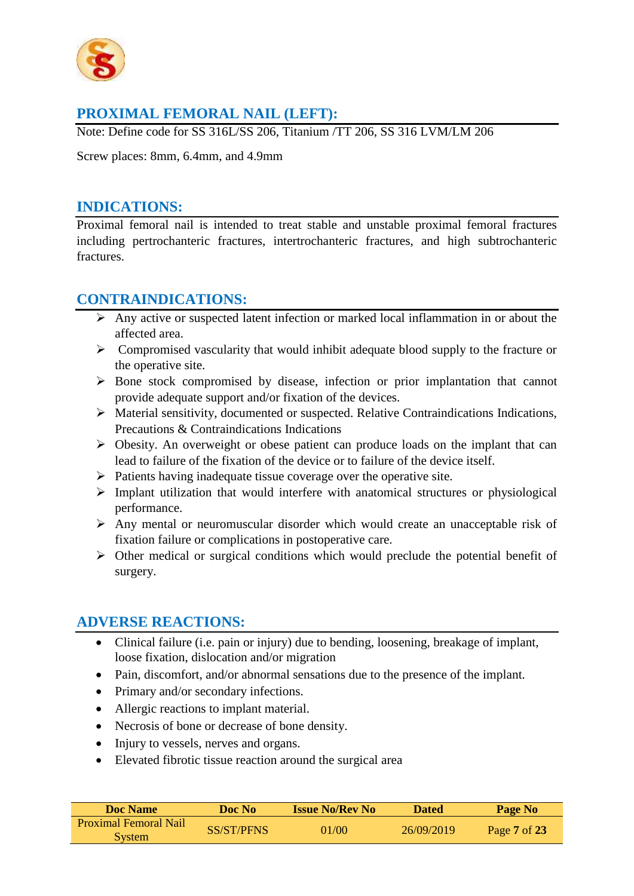## PROXIMAL FEMORAL NAIL (LEFT):

Note: Define code for SS 316L/SS 206, Titanium /TT 206, SS 316 LVM/LM 206

Screw places: 8mm, 6.4mm, and 4.9mm

## INDICATIONS:

Proximal femoral nail is intended to treat stable and unstable proximal femoral fractures including pertrochanteric fractures, intertrochanteric fractures, and high subtrochanteric fractures.

## CONTRAINDICATIONS:

- Any active or suspected latent infection or marked local inflammation in or about the affected area.
- Compromised vascularity that would inhibit adequate blood supply to the fracture or the operative site.
- Bone stock compromised by disease, infection or prior implantation that cannot provide adequate support and/or fixation of the devices.
- Material sensitivity, documented or suspected. Relative Contraindications Indications, Precautions & Contraindications Indications
- Obesity. An overweight or obese patient can produce loads on the implant that can lead to failure of the fixation of the device or to failure of the device itself.
- Patients having inadequate tissue coverage over the operative site.
- Implant utilization that would interfere with anatomical structures or physiological performance.
- Any mental or neuromuscular disorder which would create an unacceptable risk of fixation failure or complications in postoperative care.
- Other medical or surgical conditions which would preclude the potential benefit of surgery.

## ADVERSE REACTIONS:

- Clinical failure (i.e. pain or injury) due to bending, loosening, breakage of implant, loose fixation, dislocation and/or migration
- Pain, discomfort, and/or abnormal sensations due to the presence of the implant.
- Primary and/or secondary infections.
- Allergic reactions to implant material.
- Necrosis of bone or decrease of bone density.
- Injury to vessels, nerves and organs.
- Elevated fibrotic tissue reaction around the surgical area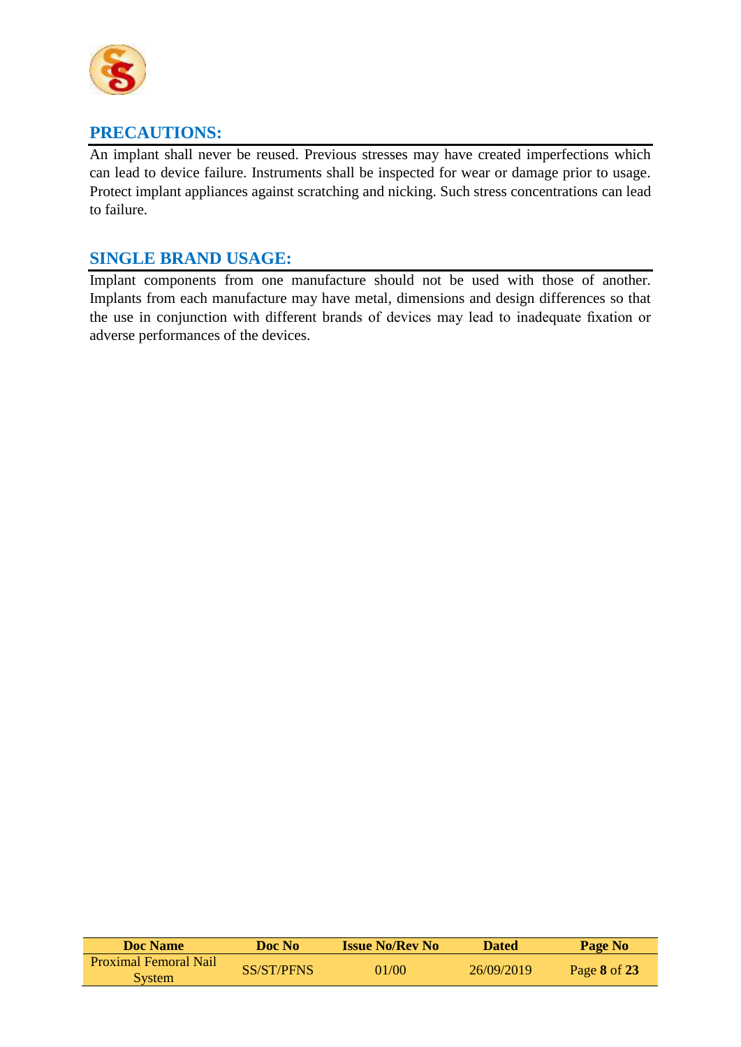## PRECAUTIONS:

An implant shall never be reused. Previous stresses may have created imperfections which can lead to device failure. Instruments shall be inspected for wear or damage prior to usage. Protect implant appliances against scratching and nicking. Such stress concentrations can lead to failure.

## SINGLE BRAND USAGE:

Implant components from one manufacture should not be used with those of another. Implants from each manufacture may have metal, dimensions and design differences so that the use in conjunction with different brands of devices may lead to inadequate fixation or adverse performances of the devices.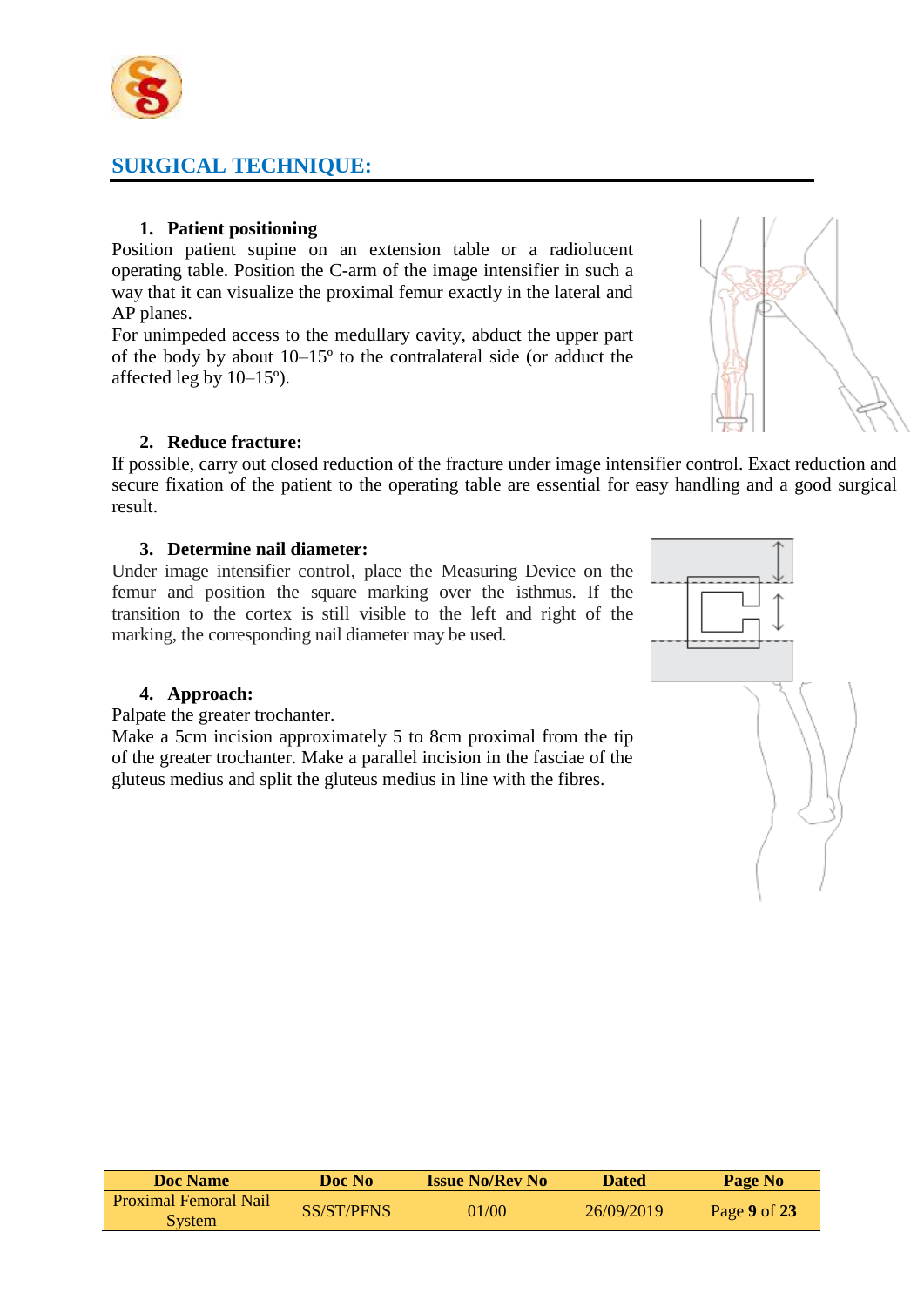## SURGICAL TECHNIQUE:

1. **Patient positioning**

Position patient supine on an extension table or a radiolucent operating table. Position the C-arm of the image intensifier in such a way that it can visualize the proximal femur exactly in the lateral and AP planes.

For unimpeded access to the medullary cavity, abduct the upper part of the body by about 10–15º to the contralateral side (or adduct the affected leg by 10–15º).

2. **Reduce fracture:**

If possible, carry out closed reduction of the fracture under image intensifier control. Exact reduction and secure fixation of the patient to the operating table are essential for easy handling and a good surgical result.

3. **Determine nail diameter:**

Under image intensifier control, place the Measuring Device on the femur and position the square marking over the isthmus. If the transition to the cortex is still visible to the left and right of the marking, the corresponding nail diameter may be used.

4. **Approach:**

Palpate the greater trochanter.

Make a 5cm incision approximately 5 to 8cm proximal from the tip of the greater trochanter. Make a parallel incision in the fasciae of the gluteus medius and split the gluteus medius in line with the fibres.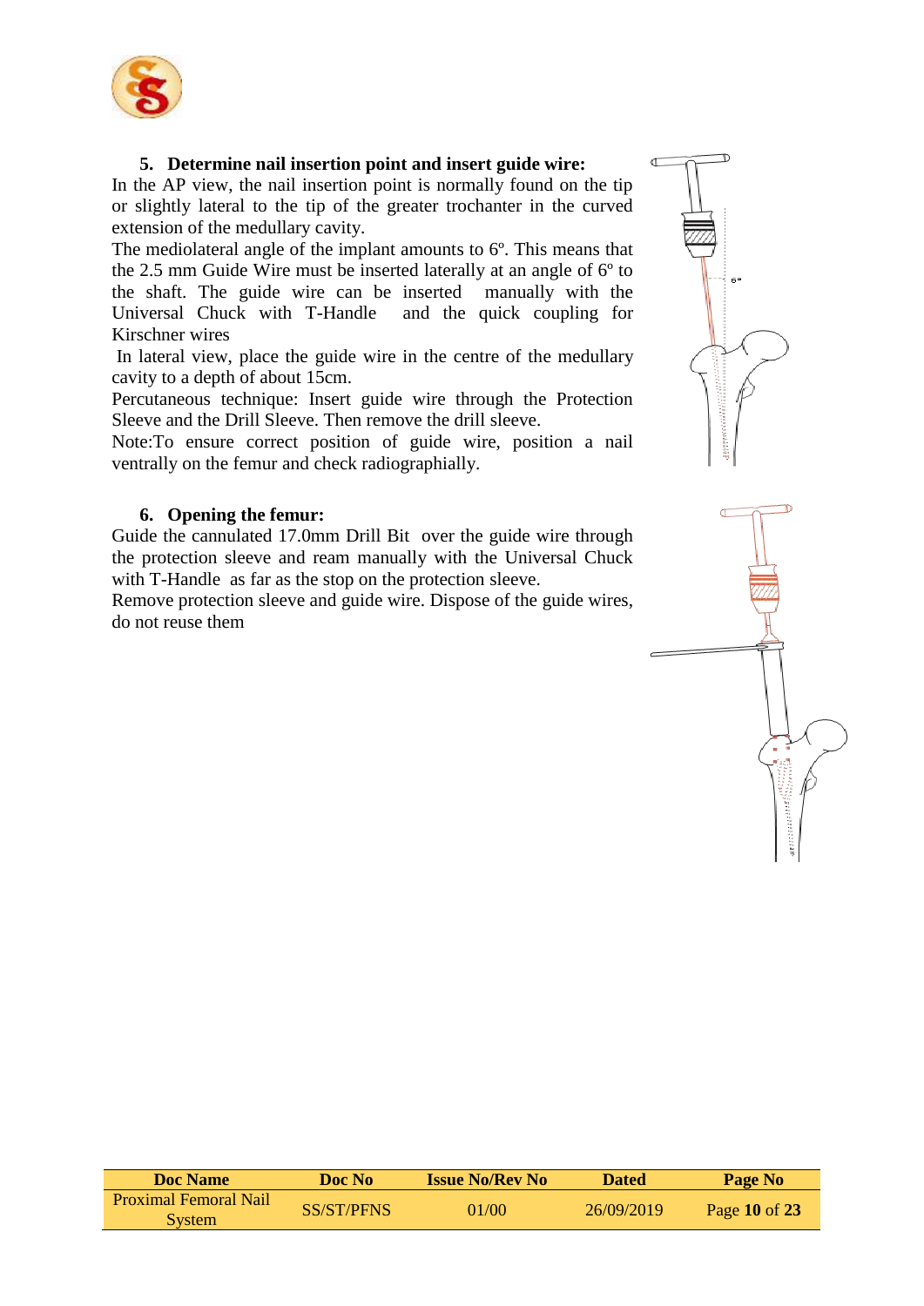## 5. Determine nail insertion point and insert guide wire:

In the AP view, the nail insertion point is normally found on the tip or slightly lateral to the tip of the greater trochanter in the curved extension of the medullary cavity.

The mediolateral angle of the implant amounts to 6º. This means that the 2.5 mm Guide Wire must be inserted laterally at an angle of 6º to the shaft. The guide wire can be inserted manually with the Universal Chuck with T-Handle and the quick coupling for Kirschner wires

In lateral view, place the guide wire in the centre of the medullary cavity to a depth of about 15cm.

Percutaneous technique: Insert guide wire through the Protection Sleeve and the Drill Sleeve. Then remove the drill sleeve.

Note:To ensure correct position of guide wire, position a nail ventrally on the femur and check radiographially.

## 6. Opening the femur:

Guide the cannulated 17.0mm Drill Bit over the guide wire through the protection sleeve and ream manually with the Universal Chuck with T-Handle as far as the stop on the protection sleeve.

Remove protection sleeve and guide wire. Dispose of the guide wires, do not reuse them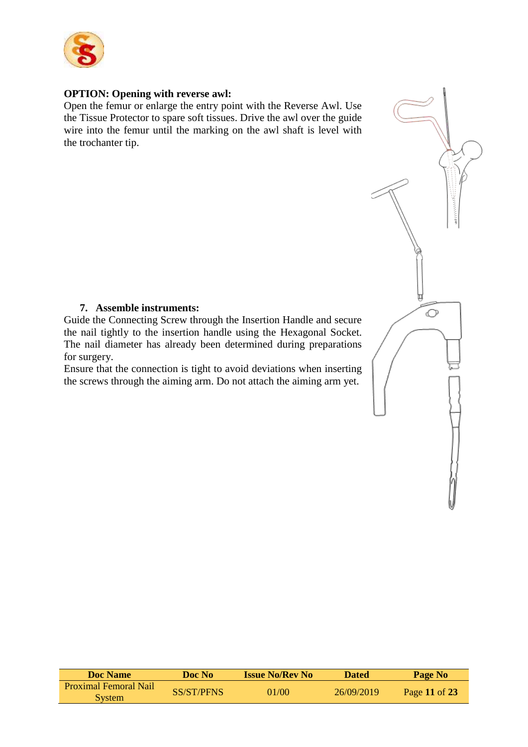**OPTION: Opening with reverse awl:**

Open the femur or enlarge the entry point with the Reverse Awl. Use the Tissue Protector to spare soft tissues. Drive the awl over the guide wire into the femur until the marking on the awl shaft is level with the trochanter tip.

7. **Assemble instruments:**

Guide the Connecting Screw through the Insertion Handle and secure the nail tightly to the insertion handle using the Hexagonal Socket. The nail diameter has already been determined during preparations for surgery.

Ensure that the connection is tight to avoid deviations when inserting the screws through the aiming arm. Do not attach the aiming arm yet.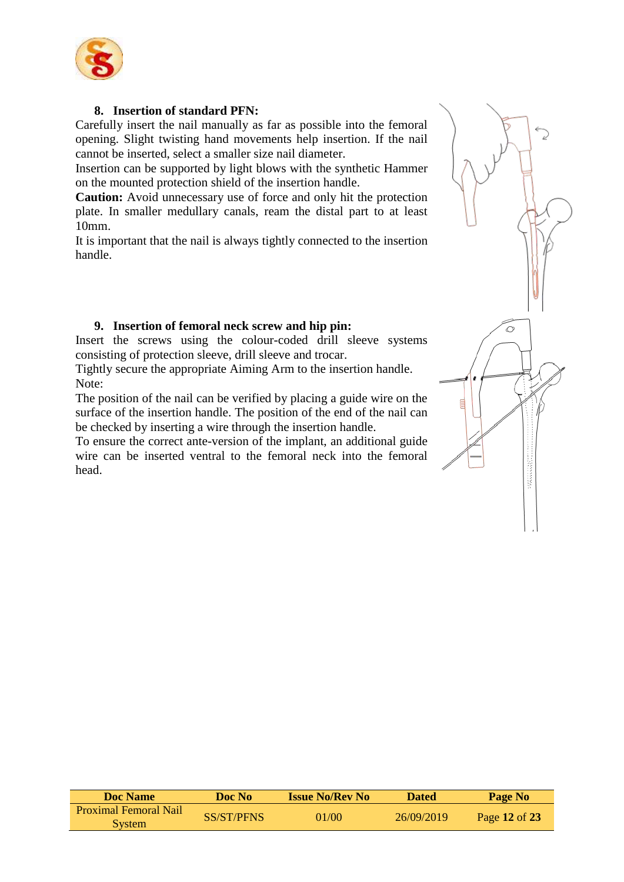## 8. Insertion of standard PFN:

Carefully insert the nail manually as far as possible into the femoral opening. Slight twisting hand movements help insertion. If the nail cannot be inserted, select a smaller size nail diameter.

Insertion can be supported by light blows with the synthetic Hammer on the mounted protection shield of the insertion handle.

**Caution:** Avoid unnecessary use of force and only hit the protection plate. In smaller medullary canals, ream the distal part to at least 10mm.

It is important that the nail is always tightly connected to the insertion handle.

## 9. Insertion of femoral neck screw and hip pin:

Insert the screws using the colour-coded drill sleeve systems consisting of protection sleeve, drill sleeve and trocar.

Tightly secure the appropriate Aiming Arm to the insertion handle.

Note:

The position of the nail can be verified by placing a guide wire on the surface of the insertion handle. The position of the end of the nail can be checked by inserting a wire through the insertion handle.

To ensure the correct ante-version of the implant, an additional guide wire can be inserted ventral to the femoral neck into the femoral head.

| Doc Name | Doc No | Issue No/Rev No | Dated | Page No |
|---|---|---|---|---|
| Proximal Femoral Nail System | SS/ST/PFNS | 01/00 | 26/09/2019 | Page **12** of **23** |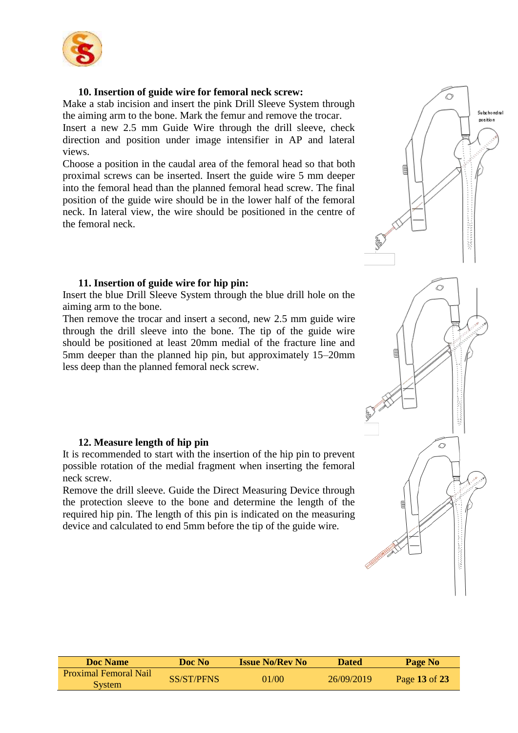### 10. Insertion of guide wire for femoral neck screw:

Make a stab incision and insert the pink Drill Sleeve System through the aiming arm to the bone. Mark the femur and remove the trocar.

Insert a new 2.5 mm Guide Wire through the drill sleeve, check direction and position under image intensifier in AP and lateral views.

Choose a position in the caudal area of the femoral head so that both proximal screws can be inserted. Insert the guide wire 5 mm deeper into the femoral head than the planned femoral head screw. The final position of the guide wire should be in the lower half of the femoral neck. In lateral view, the wire should be positioned in the centre of the femoral neck.

Subchondral position

### 11. Insertion of guide wire for hip pin:

Insert the blue Drill Sleeve System through the blue drill hole on the aiming arm to the bone.

Then remove the trocar and insert a second, new 2.5 mm guide wire through the drill sleeve into the bone. The tip of the guide wire should be positioned at least 20mm medial of the fracture line and 5mm deeper than the planned hip pin, but approximately 15–20mm less deep than the planned femoral neck screw.

### 12. Measure length of hip pin

It is recommended to start with the insertion of the hip pin to prevent possible rotation of the medial fragment when inserting the femoral neck screw.

Remove the drill sleeve. Guide the Direct Measuring Device through the protection sleeve to the bone and determine the length of the required hip pin. The length of this pin is indicated on the measuring device and calculated to end 5mm before the tip of the guide wire.

| Doc Name | Doc No | Issue No/Rev No | Dated | Page No |
|---|---|---|---|---|
| Proximal Femoral Nail System | SS/ST/PFNS | 01/00 | 26/09/2019 | Page **13** of **23** |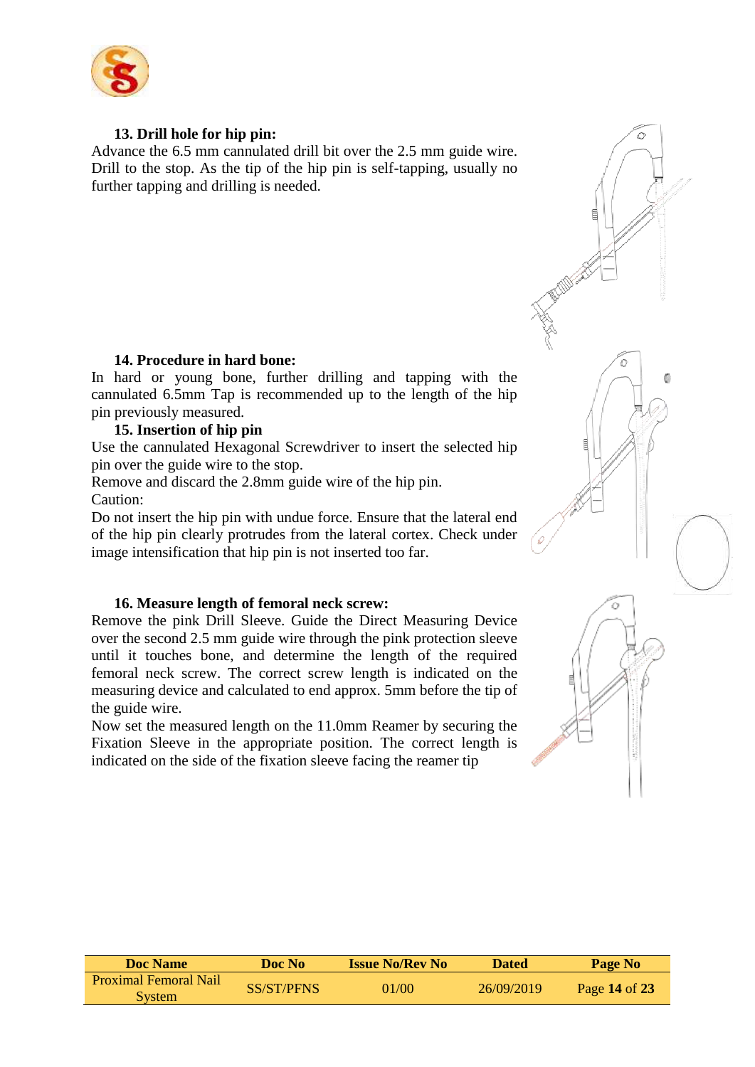### 13. Drill hole for hip pin:

Advance the 6.5 mm cannulated drill bit over the 2.5 mm guide wire. Drill to the stop. As the tip of the hip pin is self-tapping, usually no further tapping and drilling is needed.

### 14. Procedure in hard bone:

In hard or young bone, further drilling and tapping with the cannulated 6.5mm Tap is recommended up to the length of the hip pin previously measured.

### 15. Insertion of hip pin

Use the cannulated Hexagonal Screwdriver to insert the selected hip pin over the guide wire to the stop.
Remove and discard the 2.8mm guide wire of the hip pin.
Caution:
Do not insert the hip pin with undue force. Ensure that the lateral end of the hip pin clearly protrudes from the lateral cortex. Check under image intensification that hip pin is not inserted too far.

### 16. Measure length of femoral neck screw:

Remove the pink Drill Sleeve. Guide the Direct Measuring Device over the second 2.5 mm guide wire through the pink protection sleeve until it touches bone, and determine the length of the required femoral neck screw. The correct screw length is indicated on the measuring device and calculated to end approx. 5mm before the tip of the guide wire.
Now set the measured length on the 11.0mm Reamer by securing the Fixation Sleeve in the appropriate position. The correct length is indicated on the side of the fixation sleeve facing the reamer tip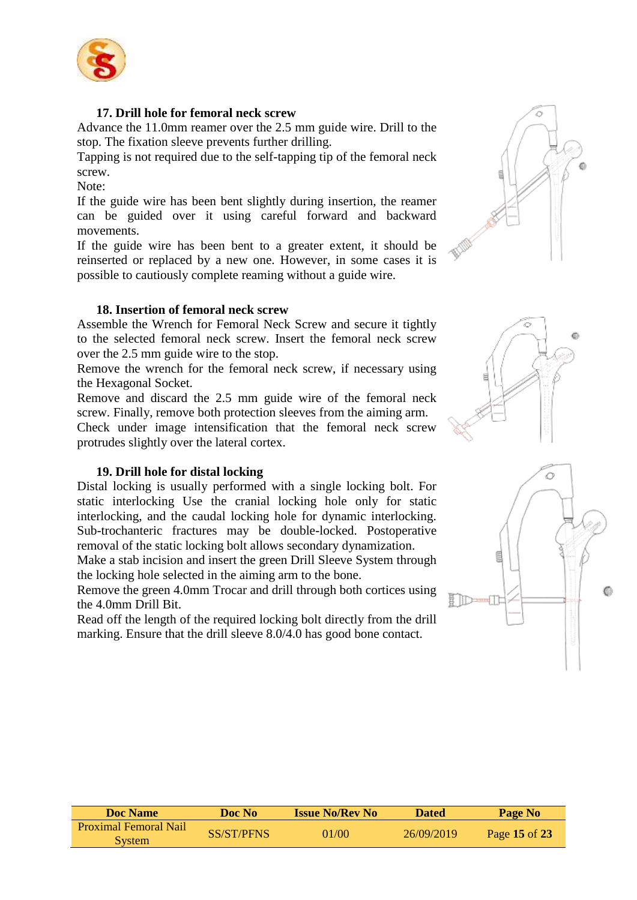### 17. Drill hole for femoral neck screw

Advance the 11.0mm reamer over the 2.5 mm guide wire. Drill to the stop. The fixation sleeve prevents further drilling.

Tapping is not required due to the self-tapping tip of the femoral neck screw.

Note:

If the guide wire has been bent slightly during insertion, the reamer can be guided over it using careful forward and backward movements.

If the guide wire has been bent to a greater extent, it should be reinserted or replaced by a new one. However, in some cases it is possible to cautiously complete reaming without a guide wire.

### 18. Insertion of femoral neck screw

Assemble the Wrench for Femoral Neck Screw and secure it tightly to the selected femoral neck screw. Insert the femoral neck screw over the 2.5 mm guide wire to the stop.

Remove the wrench for the femoral neck screw, if necessary using the Hexagonal Socket.

Remove and discard the 2.5 mm guide wire of the femoral neck screw. Finally, remove both protection sleeves from the aiming arm.

Check under image intensification that the femoral neck screw protrudes slightly over the lateral cortex.

### 19. Drill hole for distal locking

Distal locking is usually performed with a single locking bolt. For static interlocking Use the cranial locking hole only for static interlocking, and the caudal locking hole for dynamic interlocking. Sub-trochanteric fractures may be double-locked. Postoperative removal of the static locking bolt allows secondary dynamization.

Make a stab incision and insert the green Drill Sleeve System through the locking hole selected in the aiming arm to the bone.

Remove the green 4.0mm Trocar and drill through both cortices using the 4.0mm Drill Bit.

Read off the length of the required locking bolt directly from the drill marking. Ensure that the drill sleeve 8.0/4.0 has good bone contact.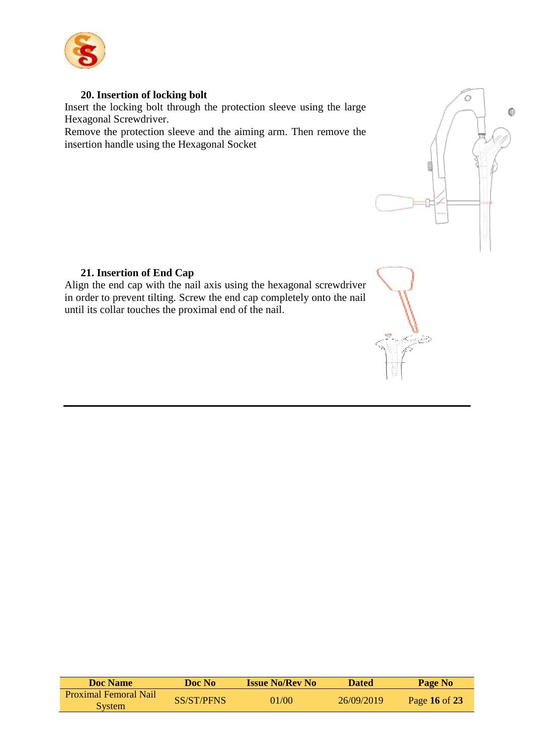### 20. Insertion of locking bolt

Insert the locking bolt through the protection sleeve using the large Hexagonal Screwdriver.

Remove the protection sleeve and the aiming arm. Then remove the insertion handle using the Hexagonal Socket

### 21. Insertion of End Cap

Align the end cap with the nail axis using the hexagonal screwdriver in order to prevent tilting. Screw the end cap completely onto the nail until its collar touches the proximal end of the nail.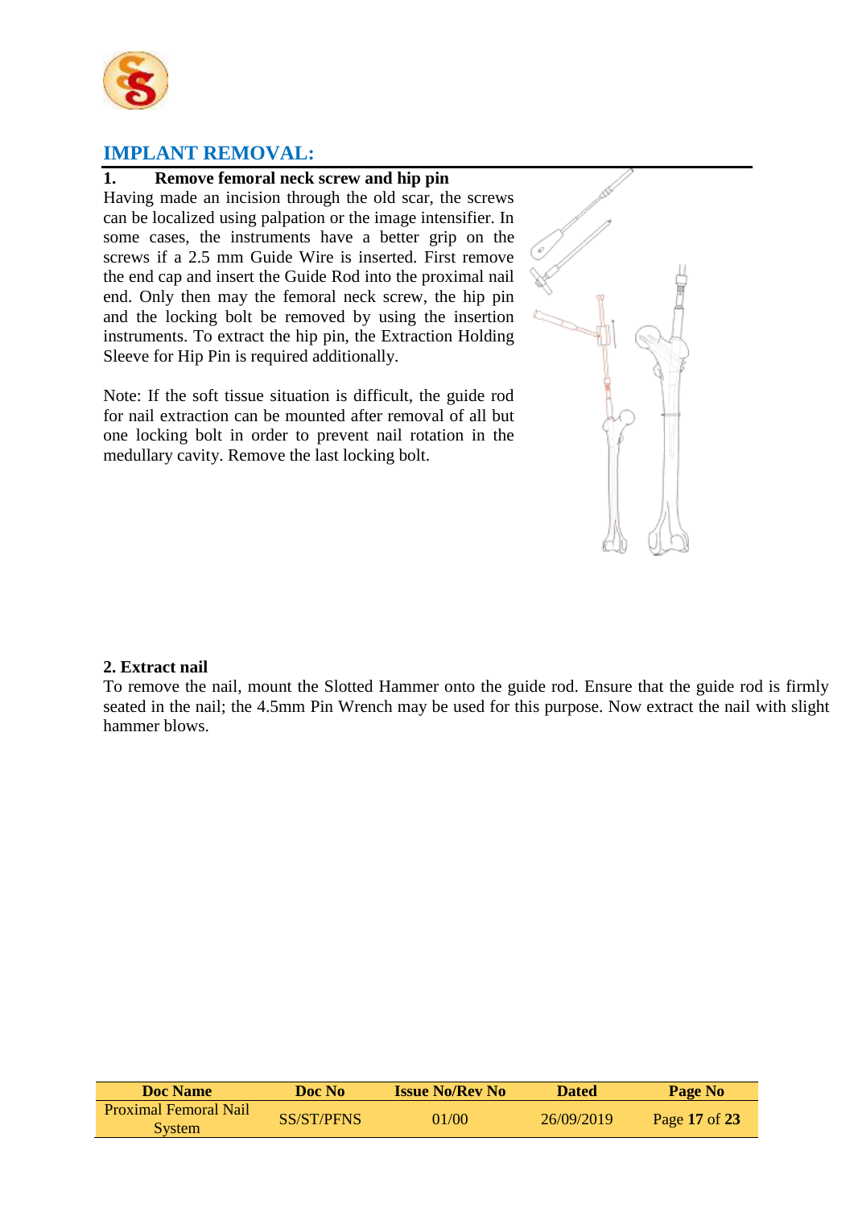## IMPLANT REMOVAL:

### 1. Remove femoral neck screw and hip pin

Having made an incision through the old scar, the screws can be localized using palpation or the image intensifier. In some cases, the instruments have a better grip on the screws if a 2.5 mm Guide Wire is inserted. First remove the end cap and insert the Guide Rod into the proximal nail end. Only then may the femoral neck screw, the hip pin and the locking bolt be removed by using the insertion instruments. To extract the hip pin, the Extraction Holding Sleeve for Hip Pin is required additionally.

Note: If the soft tissue situation is difficult, the guide rod for nail extraction can be mounted after removal of all but one locking bolt in order to prevent nail rotation in the medullary cavity. Remove the last locking bolt.

### 2. Extract nail

To remove the nail, mount the Slotted Hammer onto the guide rod. Ensure that the guide rod is firmly seated in the nail; the 4.5mm Pin Wrench may be used for this purpose. Now extract the nail with slight hammer blows.

| Doc Name | Doc No | Issue No/Rev No | Dated | Page No |
|---|---|---|---|---|
| Proximal Femoral Nail System | SS/ST/PFNS | 01/00 | 26/09/2019 | Page **17** of **23** |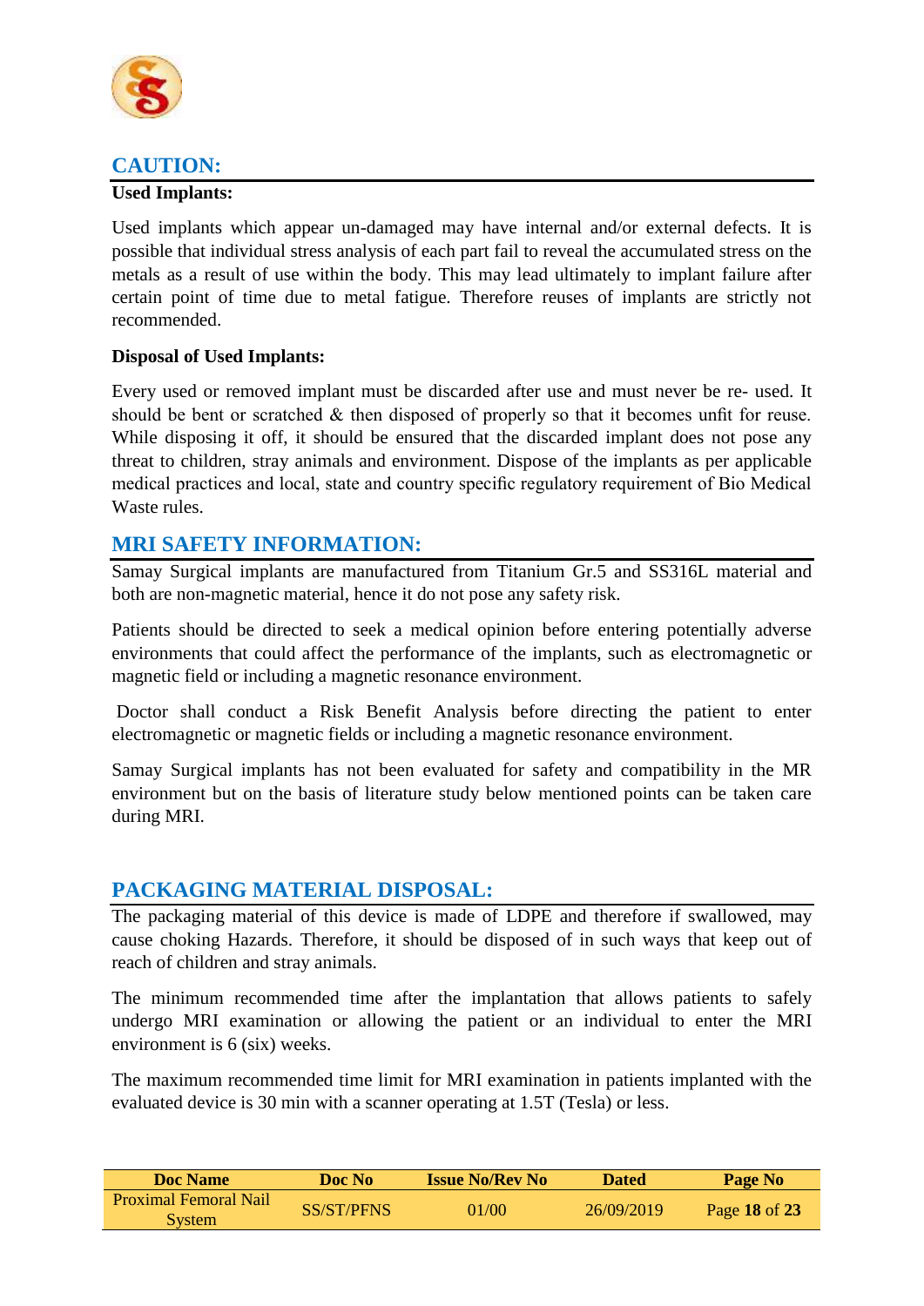## CAUTION:

**Used Implants:**

Used implants which appear un-damaged may have internal and/or external defects. It is possible that individual stress analysis of each part fail to reveal the accumulated stress on the metals as a result of use within the body. This may lead ultimately to implant failure after certain point of time due to metal fatigue. Therefore reuses of implants are strictly not recommended.

**Disposal of Used Implants:**

Every used or removed implant must be discarded after use and must never be re- used. It should be bent or scratched & then disposed of properly so that it becomes unfit for reuse. While disposing it off, it should be ensured that the discarded implant does not pose any threat to children, stray animals and environment. Dispose of the implants as per applicable medical practices and local, state and country specific regulatory requirement of Bio Medical Waste rules.

## MRI SAFETY INFORMATION:

Samay Surgical implants are manufactured from Titanium Gr.5 and SS316L material and both are non-magnetic material, hence it do not pose any safety risk.

Patients should be directed to seek a medical opinion before entering potentially adverse environments that could affect the performance of the implants, such as electromagnetic or magnetic field or including a magnetic resonance environment.

Doctor shall conduct a Risk Benefit Analysis before directing the patient to enter electromagnetic or magnetic fields or including a magnetic resonance environment.

Samay Surgical implants has not been evaluated for safety and compatibility in the MR environment but on the basis of literature study below mentioned points can be taken care during MRI.

## PACKAGING MATERIAL DISPOSAL:

The packaging material of this device is made of LDPE and therefore if swallowed, may cause choking Hazards. Therefore, it should be disposed of in such ways that keep out of reach of children and stray animals.

The minimum recommended time after the implantation that allows patients to safely undergo MRI examination or allowing the patient or an individual to enter the MRI environment is 6 (six) weeks.

The maximum recommended time limit for MRI examination in patients implanted with the evaluated device is 30 min with a scanner operating at 1.5T (Tesla) or less.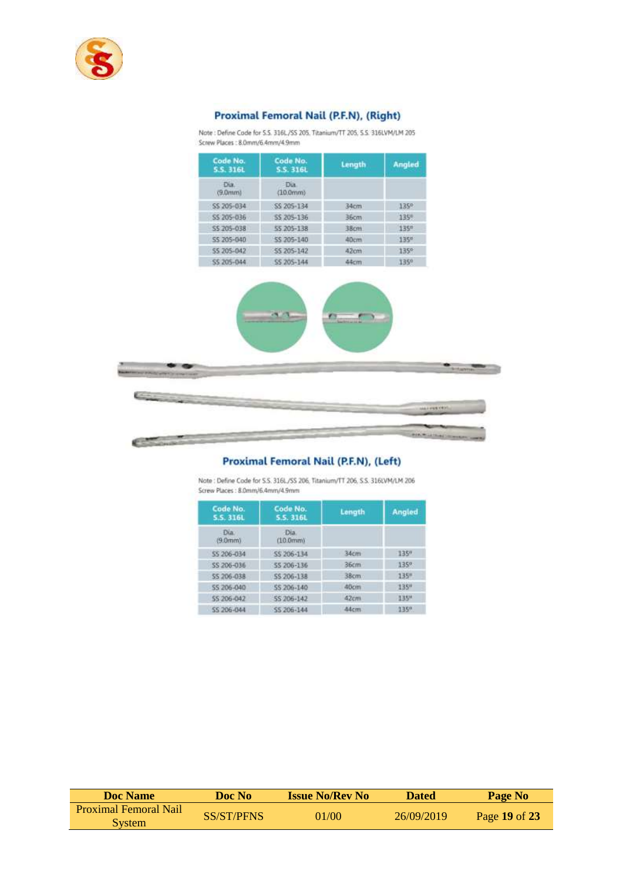## Proximal Femoral Nail (P.F.N), (Right)

Note : Define Code for S.S. 316L/SS 205, Titanium/TT 205, S.S. 316LVM/LM 205
Screw Places : 8.0mm/6.4mm/4.9mm

| Code No. S.S. 316L | Code No. S.S. 316L | Length | Angled |
|---|---|---|---|
| Dia. (9.0mm) | Dia. (10.0mm) | | |
| SS 205-034 | SS 205-134 | 34cm | 135º |
| SS 205-036 | SS 205-136 | 36cm | 135º |
| SS 205-038 | SS 205-138 | 38cm | 135º |
| SS 205-040 | SS 205-140 | 40cm | 135º |
| SS 205-042 | SS 205-142 | 42cm | 135º |
| SS 205-044 | SS 205-144 | 44cm | 135º |

## Proximal Femoral Nail (P.F.N), (Left)

Note : Define Code for S.S. 316L/SS 206, Titanium/TT 206, S.S. 316LVM/LM 206
Screw Places : 8.0mm/6.4mm/4.9mm

| Code No. S.S. 316L | Code No. S.S. 316L | Length | Angled |
|---|---|---|---|
| Dia. (9.0mm) | Dia. (10.0mm) | | |
| SS 206-034 | SS 206-134 | 34cm | 135º |
| SS 206-036 | SS 206-136 | 36cm | 135º |
| SS 206-038 | SS 206-138 | 38cm | 135º |
| SS 206-040 | SS 206-140 | 40cm | 135º |
| SS 206-042 | SS 206-142 | 42cm | 135º |
| SS 206-044 | SS 206-144 | 44cm | 135º |

| Doc Name | Doc No | Issue No/Rev No | Dated | Page No |
|---|---|---|---|---|
| Proximal Femoral Nail System | SS/ST/PFNS | 01/00 | 26/09/2019 | Page **19** of **23** |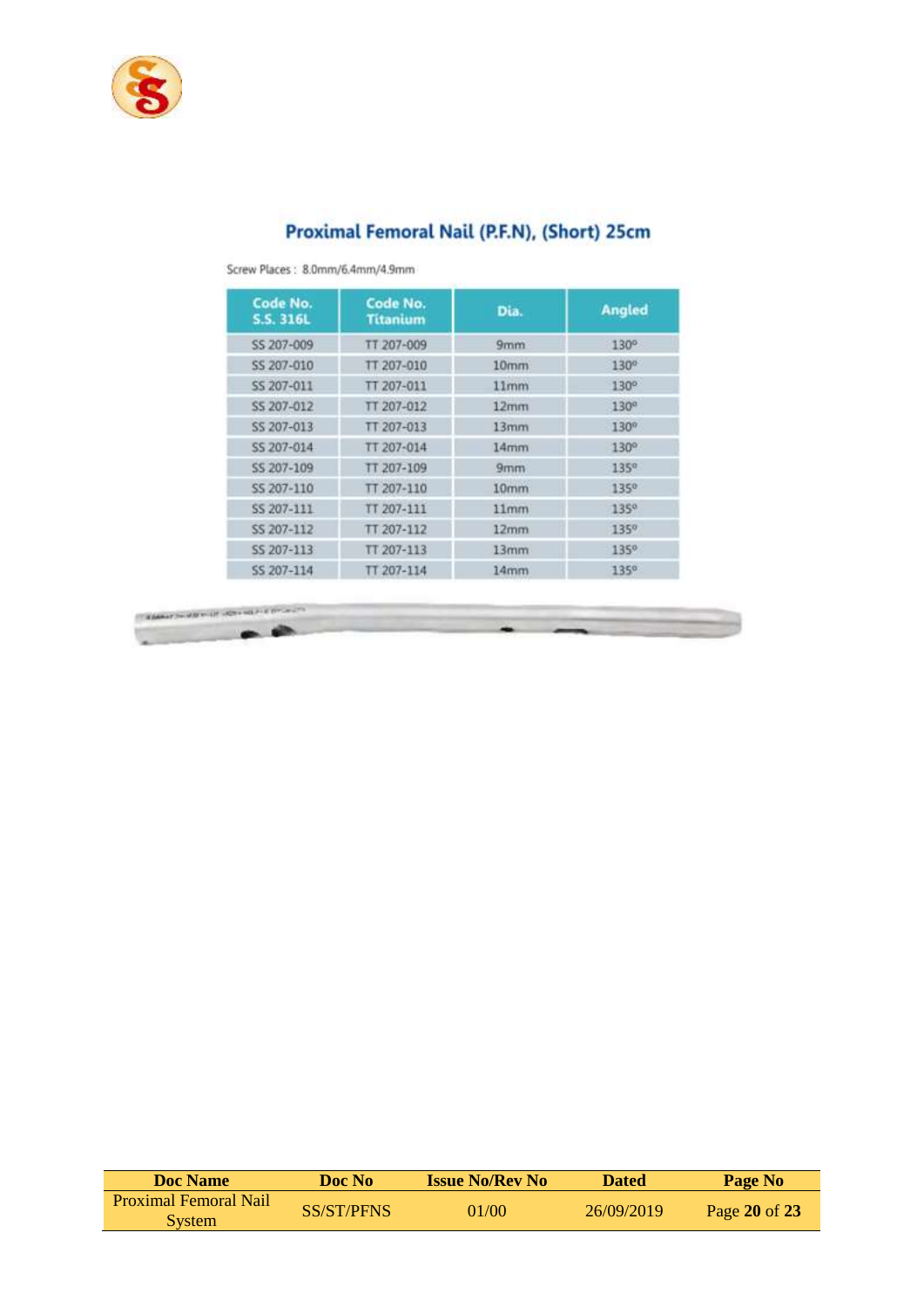## Proximal Femoral Nail (P.F.N), (Short) 25cm

Screw Places : 8.0mm/6.4mm/4.9mm

| Code No. S.S. 316L | Code No. Titanium | Dia. | Angled |
|---|---|---|---|
| SS 207-009 | TT 207-009 | 9mm | 130° |
| SS 207-010 | TT 207-010 | 10mm | 130° |
| SS 207-011 | TT 207-011 | 11mm | 130° |
| SS 207-012 | TT 207-012 | 12mm | 130° |
| SS 207-013 | TT 207-013 | 13mm | 130° |
| SS 207-014 | TT 207-014 | 14mm | 130° |
| SS 207-109 | TT 207-109 | 9mm | 135° |
| SS 207-110 | TT 207-110 | 10mm | 135° |
| SS 207-111 | TT 207-111 | 11mm | 135° |
| SS 207-112 | TT 207-112 | 12mm | 135° |
| SS 207-113 | TT 207-113 | 13mm | 135° |
| SS 207-114 | TT 207-114 | 14mm | 135° |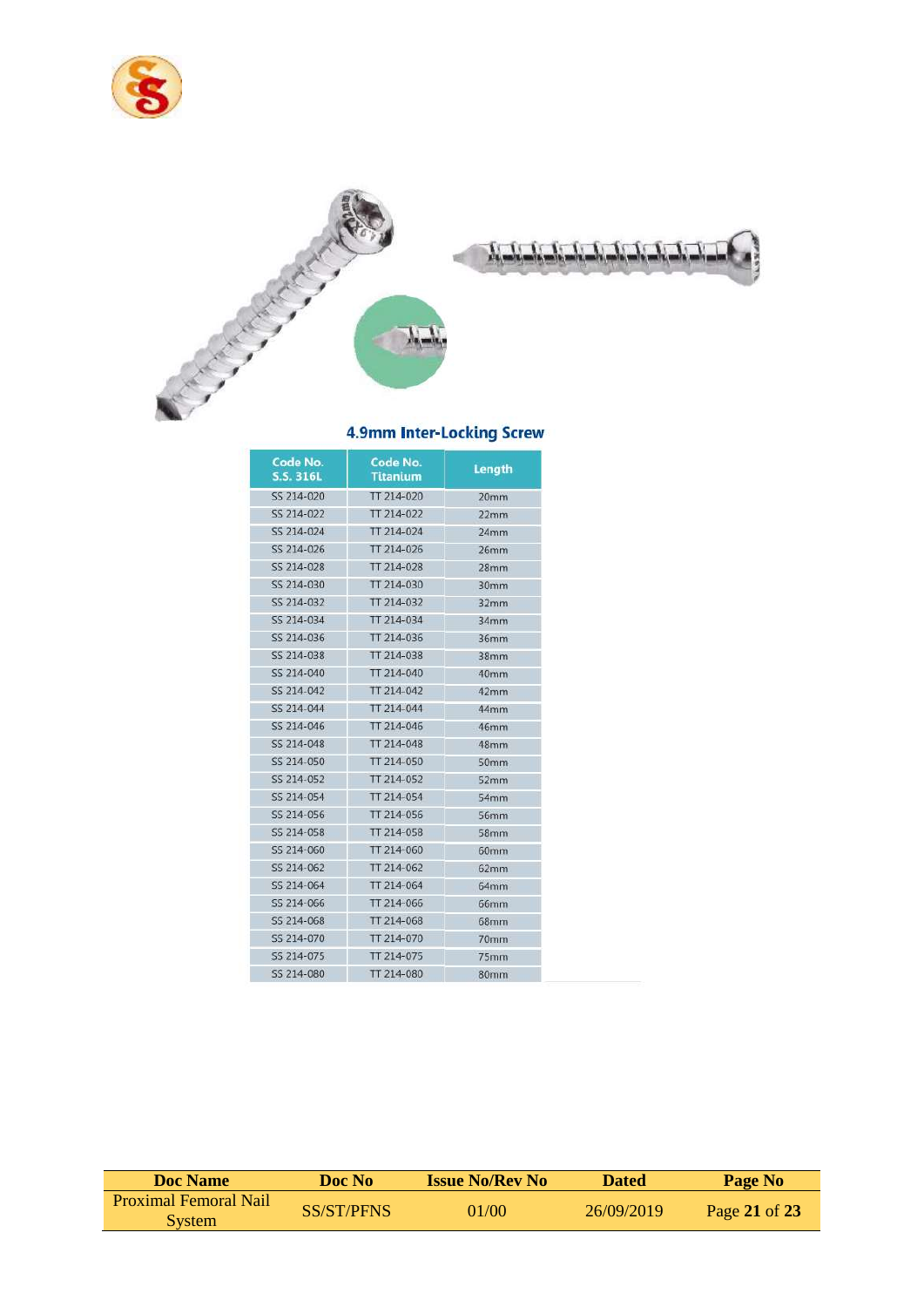## 4.9mm Inter-Locking Screw

| Code No. S.S. 316L | Code No. Titanium | Length |
|---|---|---|
| SS 214-020 | TT 214-020 | 20mm |
| SS 214-022 | TT 214-022 | 22mm |
| SS 214-024 | TT 214-024 | 24mm |
| SS 214-026 | TT 214-026 | 26mm |
| SS 214-028 | TT 214-028 | 28mm |
| SS 214-030 | TT 214-030 | 30mm |
| SS 214-032 | TT 214-032 | 32mm |
| SS 214-034 | TT 214-034 | 34mm |
| SS 214-036 | TT 214-036 | 36mm |
| SS 214-038 | TT 214-038 | 38mm |
| SS 214-040 | TT 214-040 | 40mm |
| SS 214-042 | TT 214-042 | 42mm |
| SS 214-044 | TT 214-044 | 44mm |
| SS 214-046 | TT 214-046 | 46mm |
| SS 214-048 | TT 214-048 | 48mm |
| SS 214-050 | TT 214-050 | 50mm |
| SS 214-052 | TT 214-052 | 52mm |
| SS 214-054 | TT 214-054 | 54mm |
| SS 214-056 | TT 214-056 | 56mm |
| SS 214-058 | TT 214-058 | 58mm |
| SS 214-060 | TT 214-060 | 60mm |
| SS 214-062 | TT 214-062 | 62mm |
| SS 214-064 | TT 214-064 | 64mm |
| SS 214-066 | TT 214-066 | 66mm |
| SS 214-068 | TT 214-068 | 68mm |
| SS 214-070 | TT 214-070 | 70mm |
| SS 214-075 | TT 214-075 | 75mm |
| SS 214-080 | TT 214-080 | 80mm |

| Doc Name | Doc No | Issue No/Rev No | Dated | Page No |
|---|---|---|---|---|
| Proximal Femoral Nail System | SS/ST/PFNS | 01/00 | 26/09/2019 | Page **21** of **23** |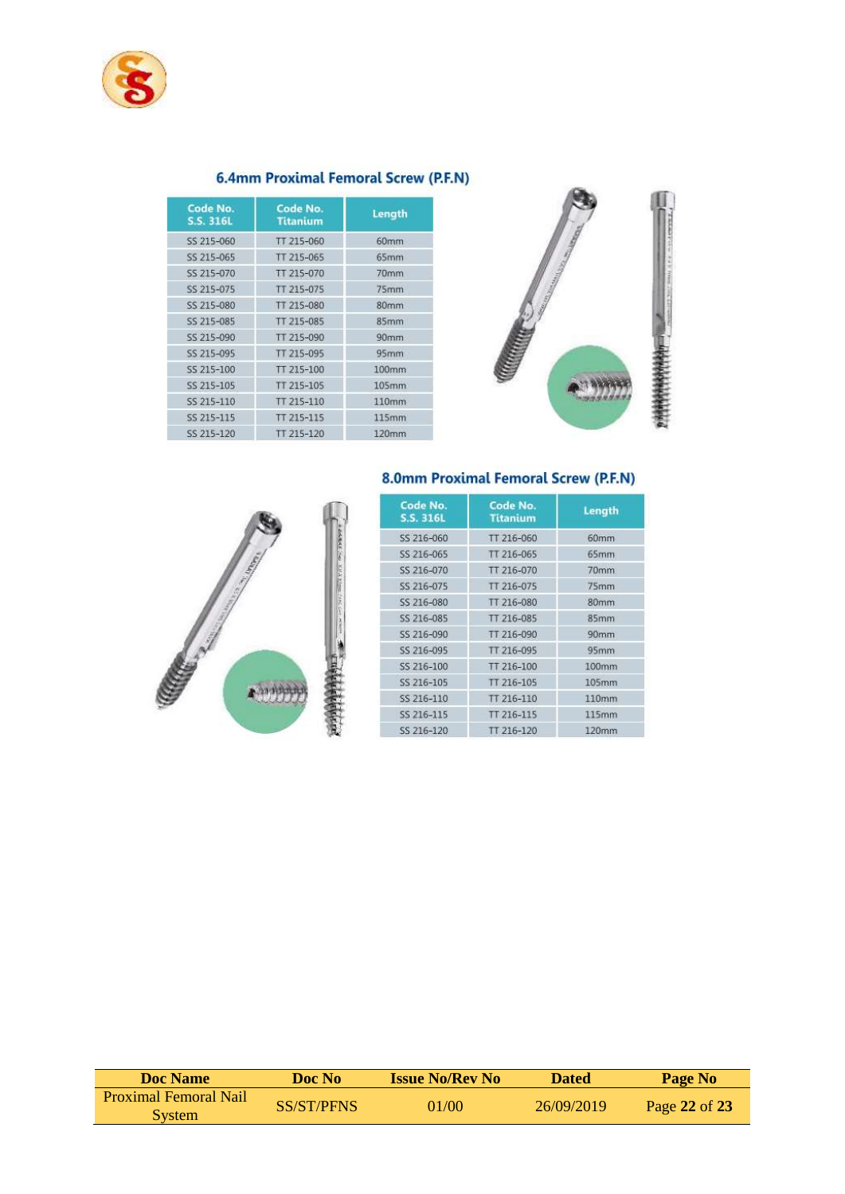## 6.4mm Proximal Femoral Screw (P.F.N)

| Code No. S.S. 316L | Code No. Titanium | Length |
|---|---|---|
| SS 215-060 | TT 215-060 | 60mm |
| SS 215-065 | TT 215-065 | 65mm |
| SS 215-070 | TT 215-070 | 70mm |
| SS 215-075 | TT 215-075 | 75mm |
| SS 215-080 | TT 215-080 | 80mm |
| SS 215-085 | TT 215-085 | 85mm |
| SS 215-090 | TT 215-090 | 90mm |
| SS 215-095 | TT 215-095 | 95mm |
| SS 215-100 | TT 215-100 | 100mm |
| SS 215-105 | TT 215-105 | 105mm |
| SS 215-110 | TT 215-110 | 110mm |
| SS 215-115 | TT 215-115 | 115mm |
| SS 215-120 | TT 215-120 | 120mm |

## 8.0mm Proximal Femoral Screw (P.F.N)

| Code No. S.S. 316L | Code No. Titanium | Length |
|---|---|---|
| SS 216-060 | TT 216-060 | 60mm |
| SS 216-065 | TT 216-065 | 65mm |
| SS 216-070 | TT 216-070 | 70mm |
| SS 216-075 | TT 216-075 | 75mm |
| SS 216-080 | TT 216-080 | 80mm |
| SS 216-085 | TT 216-085 | 85mm |
| SS 216-090 | TT 216-090 | 90mm |
| SS 216-095 | TT 216-095 | 95mm |
| SS 216-100 | TT 216-100 | 100mm |
| SS 216-105 | TT 216-105 | 105mm |
| SS 216-110 | TT 216-110 | 110mm |
| SS 216-115 | TT 216-115 | 115mm |
| SS 216-120 | TT 216-120 | 120mm |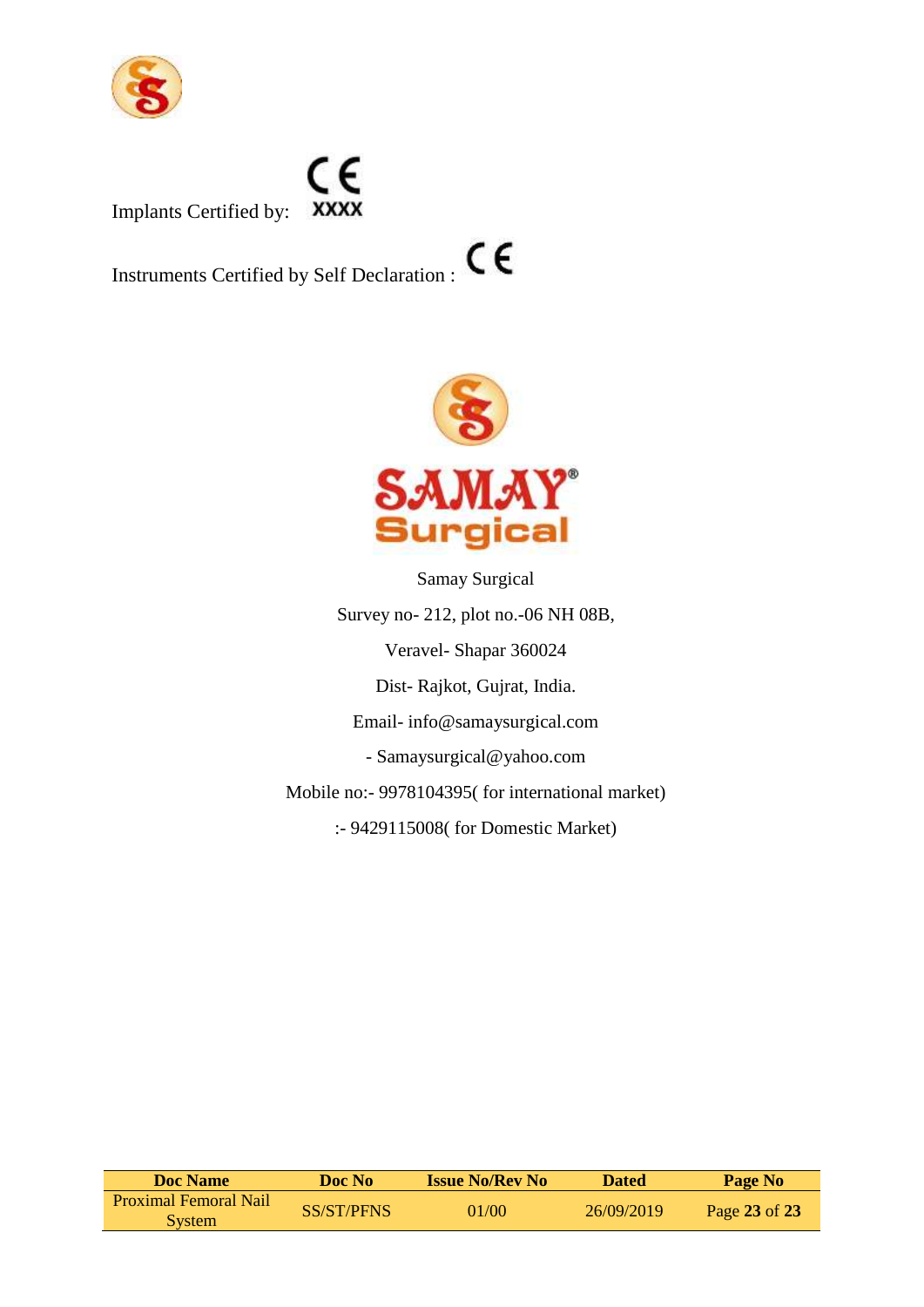Implants Certified by: CE XXXX

Instruments Certified by Self Declaration : CE

SAMAY® Surgical

Samay Surgical

Survey no- 212, plot no.-06 NH 08B,

Veravel- Shapar 360024

Dist- Rajkot, Gujrat, India.

Email- info@samaysurgical.com

- Samaysurgical@yahoo.com

Mobile no:- 9978104395( for international market)

:- 9429115008( for Domestic Market)

| Doc Name | Doc No | Issue No/Rev No | Dated | Page No |
|---|---|---|---|---|
| Proximal Femoral Nail System | SS/ST/PFNS | 01/00 | 26/09/2019 | Page **23** of **23** |